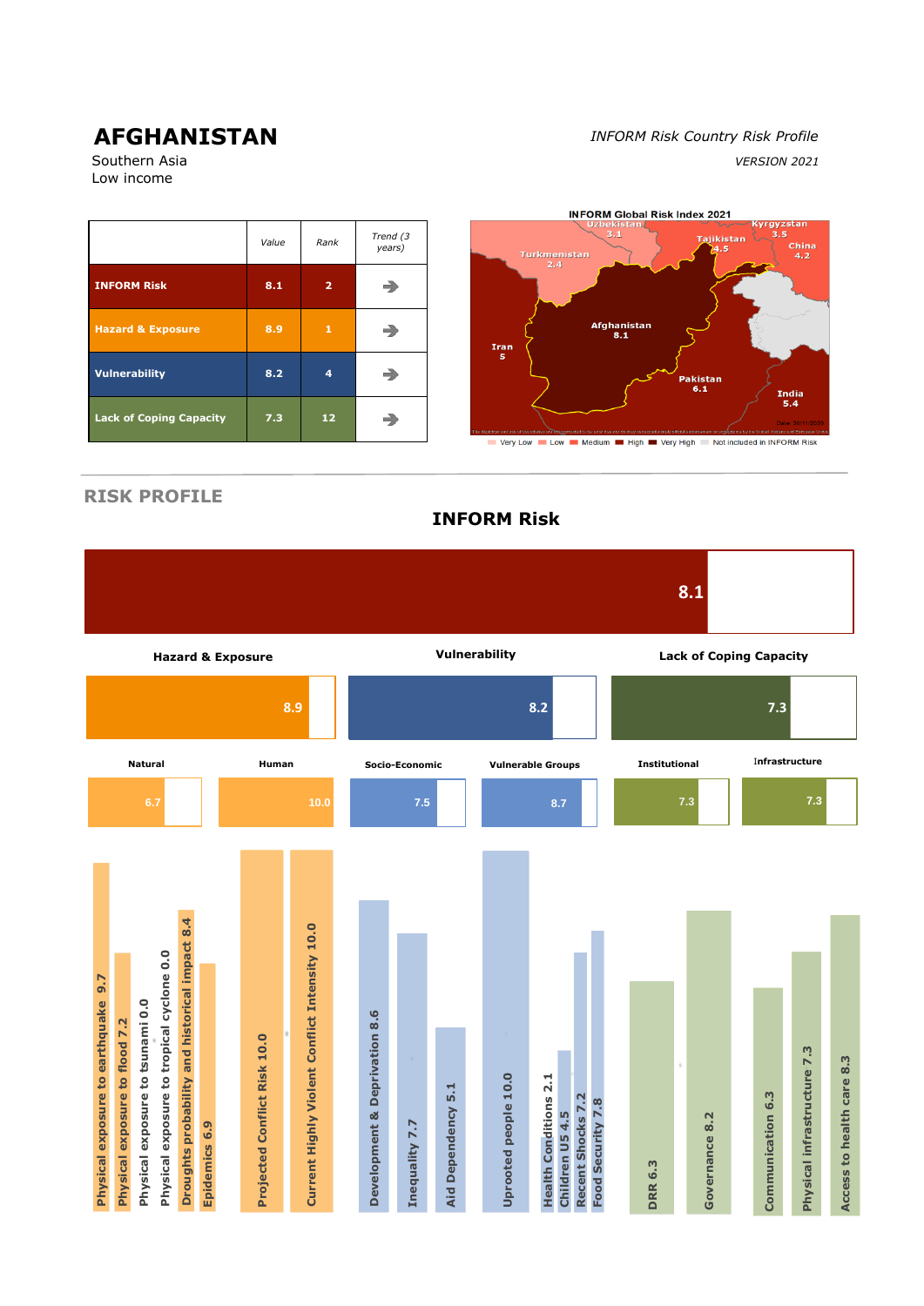# AFGHANISTAN

Southern Asia
Low income

*INFORM Risk Country Risk Profile*

*VERSION 2021*

| | Value | Rank | Trend (3 years) |
|---|---|---|---|
| **INFORM Risk** | 8.1 | 2 | → |
| **Hazard & Exposure** | 8.9 | 1 | → |
| **Vulnerability** | 8.2 | 4 | → |
| **Lack of Coping Capacity** | 7.3 | 12 | → |

**INFORM Global Risk Index 2021**

Uzbekistan 3.1, Kyrgyzstan 3.5, Tajikistan 4.5, China 4.2, Turkmenistan 2.4, Afghanistan 8.1, Iran 5, Pakistan 6.1, India 5.4

Very Low | Low | Medium | High | Very High | Not included in INFORM Risk

## RISK PROFILE

### INFORM Risk

8.1

| Hazard & Exposure | Vulnerability | Lack of Coping Capacity |
|---|---|---|
| 8.9 | 8.2 | 7.3 |

| Natural | Human | Socio-Economic | Vulnerable Groups | Institutional | Infrastructure |
|---|---|---|---|---|---|
| 6.7 | 10.0 | 7.5 | 8.7 | 7.3 | 7.3 |

- Physical exposure to earthquake 9.7
- Physical exposure to flood 7.2
- Physical exposure to tsunami 0.0
- Physical exposure to tropical cyclone 0.0
- Droughts probability and historical impact 8.4
- Epidemics 6.9
- Projected Conflict Risk 10.0
- Current Highly Violent Conflict Intensity 10.0
- Development & Deprivation 8.6
- Inequality 7.7
- Aid Dependency 5.1
- Uprooted people 10.0
- Health Conditions 2.1
- Children U5 4.5
- Recent Shocks 7.2
- Food Security 7.8
- DRR 6.3
- Governance 8.2
- Communication 6.3
- Physical infrastructure 7.3
- Access to health care 8.3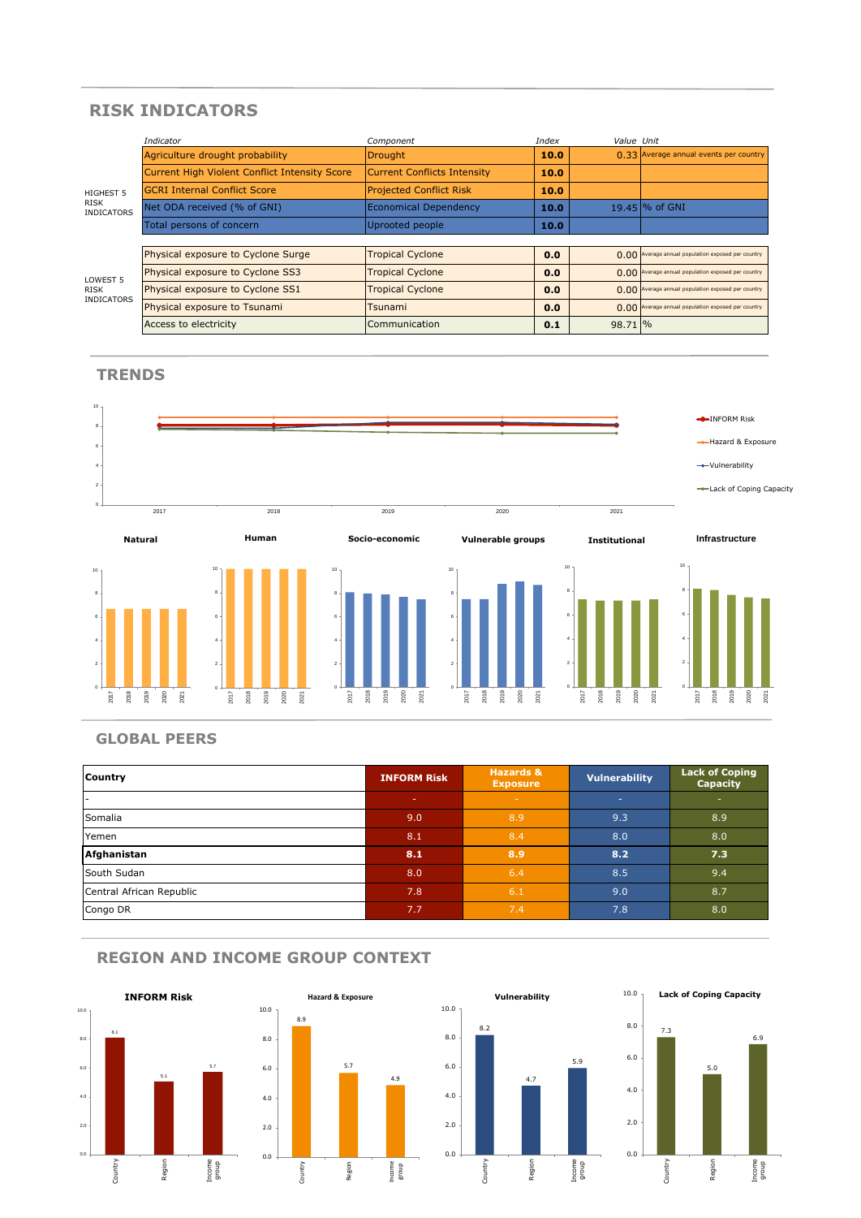## RISK INDICATORS

| | Indicator | Component | Index | Value | Unit |
|---|---|---|---|---|---|
| HIGHEST 5 RISK INDICATORS | Agriculture drought probability | Drought | **10.0** | 0.33 | Average annual events per country |
| | Current High Violent Conflict Intensity Score | Current Conflicts Intensity | **10.0** | | |
| | GCRI Internal Conflict Score | Projected Conflict Risk | **10.0** | | |
| | Net ODA received (% of GNI) | Economical Dependency | **10.0** | 19.45 | % of GNI |
| | Total persons of concern | Uprooted people | **10.0** | | |
| LOWEST 5 RISK INDICATORS | Physical exposure to Cyclone Surge | Tropical Cyclone | **0.0** | 0.00 | Average annual population exposed per country |
| | Physical exposure to Cyclone SS3 | Tropical Cyclone | **0.0** | 0.00 | Average annual population exposed per country |
| | Physical exposure to Cyclone SS1 | Tropical Cyclone | **0.0** | 0.00 | Average annual population exposed per country |
| | Physical exposure to Tsunami | Tsunami | **0.0** | 0.00 | Average annual population exposed per country |
| | Access to electricity | Communication | **0.1** | 98.71 | % |

## TRENDS

10
8
6
4
2
0
2017 2018 2019 2020 2021

INFORM Risk
Hazard & Exposure
Vulnerability
Lack of Coping Capacity

Natural
Human
Socio-economic
Vulnerable groups
Institutional
Infrastructure

2017 2018 2019 2020 2021

## GLOBAL PEERS

| Country | INFORM Risk | Hazards & Exposure | Vulnerability | Lack of Coping Capacity |
|---|---|---|---|---|
| - | - | - | - | - |
| Somalia | 9.0 | 8.9 | 9.3 | 8.9 |
| Yemen | 8.1 | 8.4 | 8.0 | 8.0 |
| **Afghanistan** | **8.1** | **8.9** | **8.2** | **7.3** |
| South Sudan | 8.0 | 6.4 | 8.5 | 9.4 |
| Central African Republic | 7.8 | 6.1 | 9.0 | 8.7 |
| Congo DR | 7.7 | 7.4 | 7.8 | 8.0 |

## REGION AND INCOME GROUP CONTEXT

**INFORM Risk**
8.1
5.1
5.7
Country
Region
Income group

**Hazard & Exposure**
8.9
5.7
4.9
Country
Region
Income group

**Vulnerability**
8.2
4.7
5.9
Country
Region
Income group

**Lack of Coping Capacity**
7.3
5.0
6.9
Country
Region
Income group